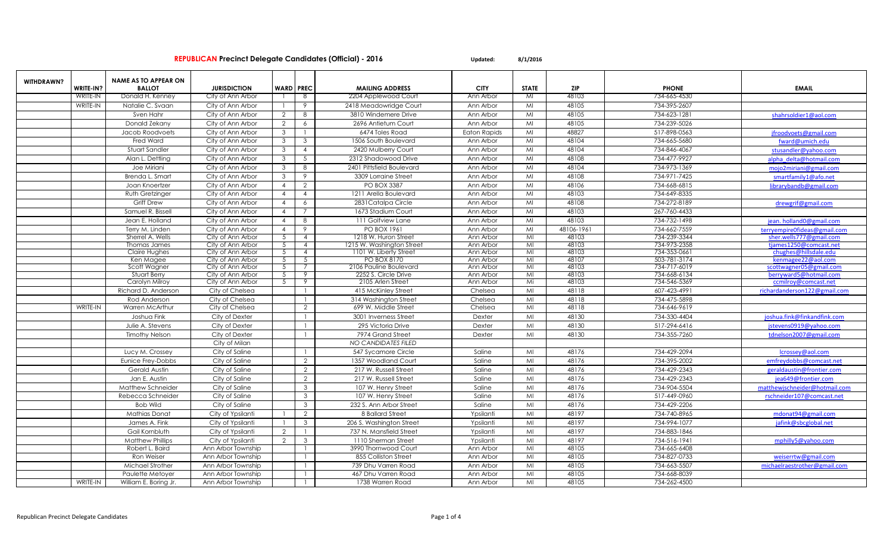**REPUBLICAN Precinct Delegate Candidates (Official) - 2016** Updated: 8/1/2016

| WITHDRAWN? | WRITE-IN? | NAME AS TO APPEAR ON BALLOT | JURISDICTION | WARD | PREC | MAILING ADDRESS | CITY | STATE | ZIP | PHONE | EMAIL |
|---|---|---|---|---|---|---|---|---|---|---|---|
| | WRITE-IN | Donald H. Kenney | City of Ann Arbor | 1 | 8 | 2204 Applewood Court | Ann Arbor | MI | 48103 | 734-665-4530 | |
| | WRITE-IN | Natalie C. Svaan | City of Ann Arbor | 1 | 9 | 2418 Meadowridge Court | Ann Arbor | MI | 48105 | 734-395-2607 | |
| | | Sven Hahr | City of Ann Arbor | 2 | 8 | 3810 Windemere Drive | Ann Arbor | MI | 48105 | 734-623-1281 | shahrsoldier1@aol.com |
| | | Donald Zekany | City of Ann Arbor | 2 | 6 | 2696 Antietum Court | Ann Arbor | MI | 48105 | 734-239-5026 | |
| | | Jacob Roodvoets | City of Ann Arbor | 3 | 1 | 6474 Toles Road | Eaton Rapids | MI | 48827 | 517-898-0563 | jfroodvoets@gmail.com |
| | | Fred Ward | City of Ann Arbor | 3 | 3 | 1506 South Boulevard | Ann Arbor | MI | 48104 | 734-665-5680 | fward@umich.edu |
| | | Stuart Sandler | City of Ann Arbor | 3 | 4 | 2420 Mulberry Court | Ann Arbor | MI | 48104 | 734-846-4067 | stusandler@yahoo.com |
| | | Alan L. Dettling | City of Ann Arbor | 3 | 5 | 2312 Shadowood Drive | Ann Arbor | MI | 48108 | 734-477-9927 | alpha_delta@hotmail.com |
| | | Joe Miriani | City of Ann Arbor | 3 | 8 | 2401 Pittsfield Boulevard | Ann Arbor | MI | 48104 | 734-973-1369 | mojo2miriani@gmail.com |
| | | Brenda L. Smart | City of Ann Arbor | 3 | 9 | 3309 Lorraine Street | Ann Arbor | MI | 48108 | 734-971-7425 | smartfamily1@afo.net |
| | | Joan Knoertzer | City of Ann Arbor | 4 | 2 | PO BOX 3387 | Ann Arbor | MI | 48106 | 734-668-6815 | librarybandb@gmail.com |
| | | Ruth Gretzinger | City of Ann Arbor | 4 | 4 | 1211 Arella Boulevard | Ann Arbor | MI | 48103 | 734-649-8335 | |
| | | Griff Drew | City of Ann Arbor | 4 | 6 | 2831Catalpa Circle | Ann Arbor | MI | 48108 | 734-272-8189 | drewgrif@gmail.com |
| | | Samuel R. Bissell | City of Ann Arbor | 4 | 7 | 1673 Stadium Court | Ann Arbor | MI | 48103 | 267-760-4433 | |
| | | Jean E. Holland | City of Ann Arbor | 4 | 8 | 111 Golfview Lane | Ann Arbor | MI | 48103 | 734-732-1498 | jean.holland0@gmail.com |
| | | Terry M. Linden | City of Ann Arbor | 4 | 9 | PO BOX 1961 | Ann Arbor | MI | 48106-1961 | 734-662-7559 | terryempire0fideas@gmail.com |
| | | Sherrel A. Wells | City of Ann Arbor | 5 | 4 | 1218 W. Huron Street | Ann Arbor | MI | 48103 | 734-239-3344 | sher.wells777@gmail.com |
| | | Thomas James | City of Ann Arbor | 5 | 4 | 1215 W. Washington Street | Ann Arbor | MI | 48103 | 734-973-2358 | tjames1250@comcast.net |
| | | Claire Hughes | City of Ann Arbor | 5 | 4 | 1101 W. Liberty Street | Ann Arbor | MI | 48103 | 734-353-0661 | chughes@hillsdale.edu |
| | | Ken Magee | City of Ann Arbor | 5 | 5 | PO BOX 8170 | Ann Arbor | MI | 48107 | 503-781-3174 | kenmagee22@aol.com |
| | | Scott Wagner | City of Ann Arbor | 5 | 7 | 2106 Pauline Boulevard | Ann Arbor | MI | 48103 | 734-717-6019 | scottwagner05@gmail.com |
| | | Stuart Berry | City of Ann Arbor | 5 | 9 | 2252 S. Circle Drive | Ann Arbor | MI | 48103 | 734-668-6134 | berryward5@hotmail.com |
| | | Carolyn Milroy | City of Ann Arbor | 5 | 9 | 2105 Arlen Street | Ann Arbor | MI | 48103 | 734-546-5369 | ccmilroy@comcast.net |
| | | Richard D. Anderson | City of Chelsea | | 1 | 415 McKinley Street | Chelsea | MI | 48118 | 607-423-4991 | richardanderson122@gmail.com |
| | | Rod Anderson | City of Chelsea | | 1 | 314 Washington Street | Chelsea | MI | 48118 | 734-475-5898 | |
| | WRITE-IN | Warren McArthur | City of Chelsea | | 2 | 699 W. Middle Street | Chelsea | MI | 48118 | 734-646-9619 | |
| | | Joshua Fink | City of Dexter | | 1 | 3001 Inverness Street | Dexter | MI | 48130 | 734-330-4404 | joshua.fink@finkandfink.com |
| | | Julie A. Stevens | City of Dexter | | 1 | 295 Victoria Drive | Dexter | MI | 48130 | 517-294-6416 | jstevens0919@yahoo.com |
| | | Timothy Nelson | City of Dexter | | 1 | 7974 Grand Street | Dexter | MI | 48130 | 734-355-7260 | tdnelson2007@gmail.com |
| | | | City of Milan | | | *NO CANDIDATES FILED* | | | | | |
| | | Lucy M. Crossey | City of Saline | | 1 | 547 Sycamore Circle | Saline | MI | 48176 | 734-429-2094 | lcrossey@aol.com |
| | | Eunice Frey-Dobbs | City of Saline | | 2 | 1357 Woodland Court | Saline | MI | 48176 | 734-395-2002 | emfreydobbs@comcast.net |
| | | Gerald Austin | City of Saline | | 2 | 217 W. Russell Street | Saline | MI | 48176 | 734-429-2343 | geraldaustin@frontier.com |
| | | Jan E. Austin | City of Saline | | 2 | 217 W. Russell Street | Saline | MI | 48176 | 734-429-2343 | jea649@frontier.com |
| | | Matthew Schneider | City of Saline | | 3 | 107 W. Henry Street | Saline | MI | 48176 | 734-904-5504 | matthewjschneider@hotmail.com |
| | | Rebecca Schneider | City of Saline | | 3 | 107 W. Henry Street | Saline | MI | 48176 | 517-449-0960 | rschneider107@comcast.net |
| | | Bob Wild | City of Saline | | 3 | 232 S. Ann Arbor Street | Saline | MI | 48176 | 734-429-2206 | |
| | | Mathias Donat | City of Ypsilanti | 1 | 2 | 8 Ballard Street | Ypsilanti | MI | 48197 | 734-740-8965 | mdonat94@gmail.com |
| | | James A. Fink | City of Ypsilanti | 1 | 3 | 206 S. Washington Street | Ypsilanti | MI | 48197 | 734-994-1077 | jafink@sbcglobal.net |
| | | Gail Kornbluth | City of Ypsilanti | 2 | 1 | 737 N. Mansfield Street | Ypsilanti | MI | 48197 | 734-883-1846 | |
| | | Matthew Phillips | City of Ypsilanti | 2 | 3 | 1110 Sherman Street | Ypsilanti | MI | 48197 | 734-516-1941 | mphilly5@yahoo.com |
| | | Robert L. Baird | Ann Arbor Township | | 1 | 3990 Thornwood Court | Ann Arbor | MI | 48105 | 734-665-6408 | |
| | | Ron Weiser | Ann Arbor Township | | 1 | 855 Colliston Street | Ann Arbor | MI | 48105 | 734-827-0733 | weiserrtw@gmail.com |
| | | Michael Strother | Ann Arbor Township | | 1 | 739 Dhu Varren Road | Ann Arbor | MI | 48105 | 734-663-5507 | michaelraestrother@gmail.com |
| | | Paulette Metoyer | Ann Arbor Township | | 1 | 467 Dhu Varren Road | Ann Arbor | MI | 48105 | 734-668-8039 | |
| | WRITE-IN | William E. Boring Jr. | Ann Arbor Township | | 1 | 1738 Warren Road | Ann Arbor | MI | 48105 | 734-262-4500 | |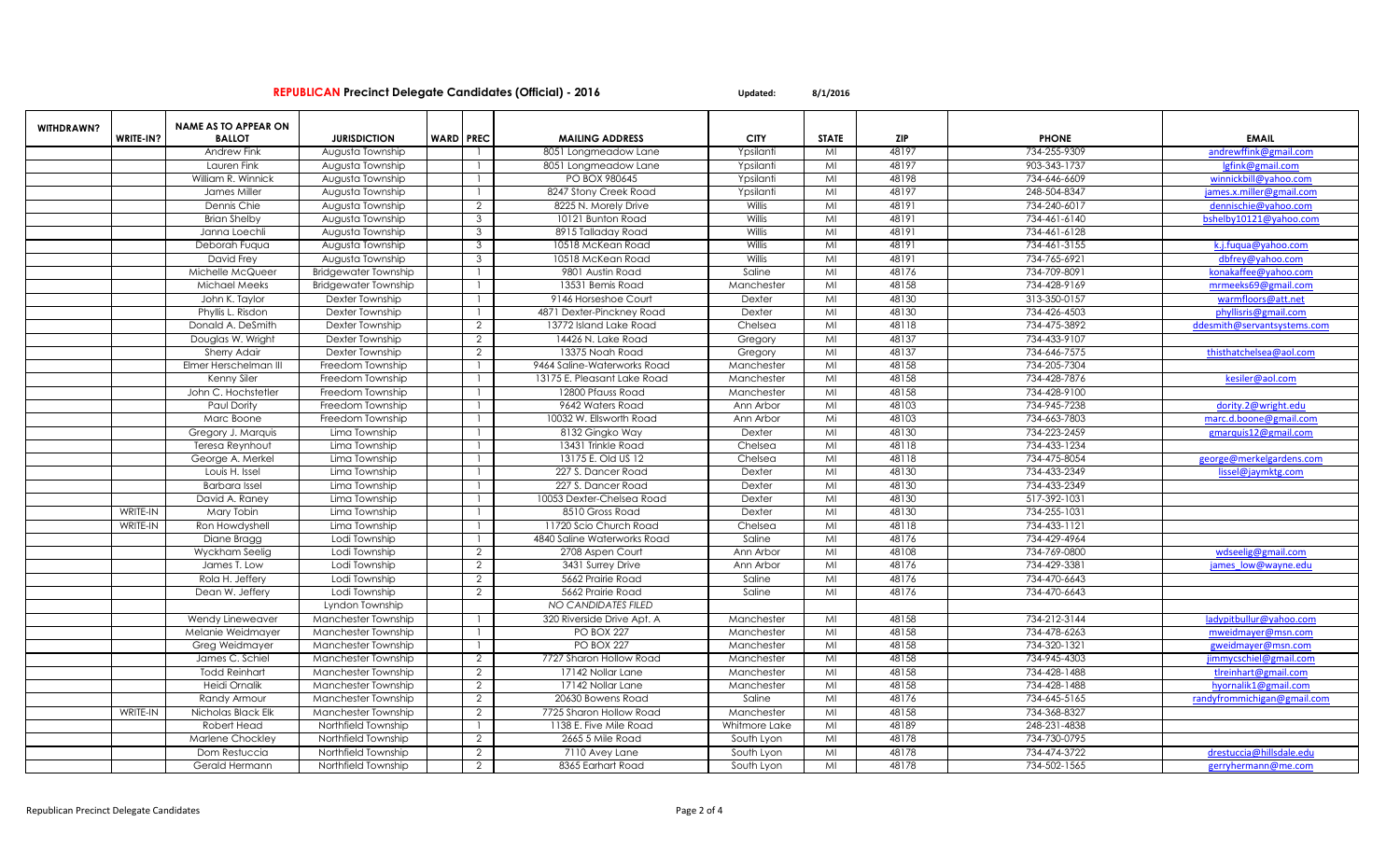**REPUBLICAN Precinct Delegate Candidates (Official) - 2016** Updated: 8/1/2016

| WITHDRAWN? | WRITE-IN? | NAME AS TO APPEAR ON BALLOT | JURISDICTION | WARD | PREC | MAILING ADDRESS | CITY | STATE | ZIP | PHONE | EMAIL |
|---|---|---|---|---|---|---|---|---|---|---|---|
| | | Andrew Fink | Augusta Township | | 1 | 8051 Longmeadow Lane | Ypsilanti | MI | 48197 | 734-255-9309 | andrewffink@gmail.com |
| | | Lauren Fink | Augusta Township | | 1 | 8051 Longmeadow Lane | Ypsilanti | MI | 48197 | 903-343-1737 | lgfink@gmail.com |
| | | William R. Winnick | Augusta Township | | 1 | PO BOX 980645 | Ypsilanti | MI | 48198 | 734-646-6609 | winnickbill@yahoo.com |
| | | James Miller | Augusta Township | | 1 | 8247 Stony Creek Road | Ypsilanti | MI | 48197 | 248-504-8347 | james.x.miller@gmail.com |
| | | Dennis Chie | Augusta Township | | 2 | 8225 N. Morely Drive | Willis | MI | 48191 | 734-240-6017 | dennischie@yahoo.com |
| | | Brian Shelby | Augusta Township | | 3 | 10121 Bunton Road | Willis | MI | 48191 | 734-461-6140 | bshelby10121@yahoo.com |
| | | Janna Loechli | Augusta Township | | 3 | 8915 Talladay Road | Willis | MI | 48191 | 734-461-6128 | |
| | | Deborah Fuqua | Augusta Township | | 3 | 10518 McKean Road | Willis | MI | 48191 | 734-461-3155 | k.j.fuqua@yahoo.com |
| | | David Frey | Augusta Township | | 3 | 10518 McKean Road | Willis | MI | 48191 | 734-765-6921 | dbfrey@yahoo.com |
| | | Michelle McQueer | Bridgewater Township | | 1 | 9801 Austin Road | Saline | MI | 48176 | 734-709-8091 | konakaffee@yahoo.com |
| | | Michael Meeks | Bridgewater Township | | 1 | 13531 Bemis Road | Manchester | MI | 48158 | 734-428-9169 | mrmeeks69@gmail.com |
| | | John K. Taylor | Dexter Township | | 1 | 9146 Horseshoe Court | Dexter | MI | 48130 | 313-350-0157 | warmfloors@att.net |
| | | Phyllis L. Risdon | Dexter Township | | 1 | 4871 Dexter-Pinckney Road | Dexter | MI | 48130 | 734-426-4503 | phyllisris@gmail.com |
| | | Donald A. DeSmith | Dexter Township | | 2 | 13772 Island Lake Road | Chelsea | MI | 48118 | 734-475-3892 | ddesmith@servantsystems.com |
| | | Douglas W. Wright | Dexter Township | | 2 | 14426 N. Lake Road | Gregory | MI | 48137 | 734-433-9107 | |
| | | Sherry Adair | Dexter Township | | 2 | 13375 Noah Road | Gregory | MI | 48137 | 734-646-7575 | thisthatchelsea@aol.com |
| | | Elmer Herschelman III | Freedom Township | | 1 | 9464 Saline-Waterworks Road | Manchester | MI | 48158 | 734-205-7304 | |
| | | Kenny Siler | Freedom Township | | 1 | 13175 E. Pleasant Lake Road | Manchester | MI | 48158 | 734-428-7876 | kesiler@aol.com |
| | | John C. Hochstetler | Freedom Township | | 1 | 12800 Pfauss Road | Manchester | MI | 48158 | 734-428-9100 | |
| | | Paul Dority | Freedom Township | | 1 | 9642 Waters Road | Ann Arbor | MI | 48103 | 734-945-7238 | dority.2@wright.edu |
| | | Marc Boone | Freedom Township | | 1 | 10032 W. Ellsworth Road | Ann Arbor | MI | 48103 | 734-663-7803 | marc.d.boone@gmail.com |
| | | Gregory J. Marquis | Lima Township | | 1 | 8132 Gingko Way | Dexter | MI | 48130 | 734-223-2459 | gmarquis12@gmail.com |
| | | Teresa Reynhout | Lima Township | | 1 | 13431 Trinkle Road | Chelsea | MI | 48118 | 734-433-1234 | |
| | | George A. Merkel | Lima Township | | 1 | 13175 E. Old US 12 | Chelsea | MI | 48118 | 734-475-8054 | george@merkelgardens.com |
| | | Louis H. Issel | Lima Township | | 1 | 227 S. Dancer Road | Dexter | MI | 48130 | 734-433-2349 | lissel@jaymktg.com |
| | | Barbara Issel | Lima Township | | 1 | 227 S. Dancer Road | Dexter | MI | 48130 | 734-433-2349 | |
| | | David A. Raney | Lima Township | | 1 | 10053 Dexter-Chelsea Road | Dexter | MI | 48130 | 517-392-1031 | |
| | WRITE-IN | Mary Tobin | Lima Township | | 1 | 8510 Gross Road | Dexter | MI | 48130 | 734-255-1031 | |
| | WRITE-IN | Ron Howdyshell | Lima Township | | 1 | 11720 Scio Church Road | Chelsea | MI | 48118 | 734-433-1121 | |
| | | Diane Bragg | Lodi Township | | 1 | 4840 Saline Waterworks Road | Saline | MI | 48176 | 734-429-4964 | |
| | | Wyckham Seelig | Lodi Township | | 2 | 2708 Aspen Court | Ann Arbor | MI | 48108 | 734-769-0800 | wdseelig@gmail.com |
| | | James T. Low | Lodi Township | | 2 | 3431 Surrey Drive | Ann Arbor | MI | 48176 | 734-429-3381 | james_low@wayne.edu |
| | | Rola H. Jeffery | Lodi Township | | 2 | 5662 Prairie Road | Saline | MI | 48176 | 734-470-6643 | |
| | | Dean W. Jeffery | Lodi Township | | 2 | 5662 Prairie Road | Saline | MI | 48176 | 734-470-6643 | |
| | | | Lyndon Township | | | *NO CANDIDATES FILED* | | | | | |
| | | Wendy Lineweaver | Manchester Township | | 1 | 320 Riverside Drive Apt. A | Manchester | MI | 48158 | 734-212-3144 | ladypitbullur@yahoo.com |
| | | Melanie Weidmayer | Manchester Township | | 1 | PO BOX 227 | Manchester | MI | 48158 | 734-478-6263 | mweidmayer@msn.com |
| | | Greg Weidmayer | Manchester Township | | 1 | PO BOX 227 | Manchester | MI | 48158 | 734-320-1321 | gweidmayer@msn.com |
| | | James C. Schiel | Manchester Township | | 2 | 7727 Sharon Hollow Road | Manchester | MI | 48158 | 734-945-4303 | jimmycschiel@gmail.com |
| | | Todd Reinhart | Manchester Township | | 2 | 17142 Nollar Lane | Manchester | MI | 48158 | 734-428-1488 | tlreinhart@gmail.com |
| | | Heidi Ornalik | Manchester Township | | 2 | 17142 Nollar Lane | Manchester | MI | 48158 | 734-428-1488 | hyornalik1@gmail.com |
| | | Randy Armour | Manchester Township | | 2 | 20630 Bowens Road | Saline | MI | 48176 | 734-645-5165 | randyfrommichigan@gmail.com |
| | WRITE-IN | Nicholas Black Elk | Manchester Township | | 2 | 7725 Sharon Hollow Road | Manchester | MI | 48158 | 734-368-8327 | |
| | | Robert Head | Northfield Township | | 1 | 1138 E. Five Mile Road | Whitmore Lake | MI | 48189 | 248-231-4838 | |
| | | Marlene Chockley | Northfield Township | | 2 | 2665 5 Mile Road | South Lyon | MI | 48178 | 734-730-0795 | |
| | | Dom Restuccia | Northfield Township | | 2 | 7110 Avey Lane | South Lyon | MI | 48178 | 734-474-3722 | drestuccia@hillsdale.edu |
| | | Gerald Hermann | Northfield Township | | 2 | 8365 Earhart Road | South Lyon | MI | 48178 | 734-502-1565 | gerryhermann@me.com |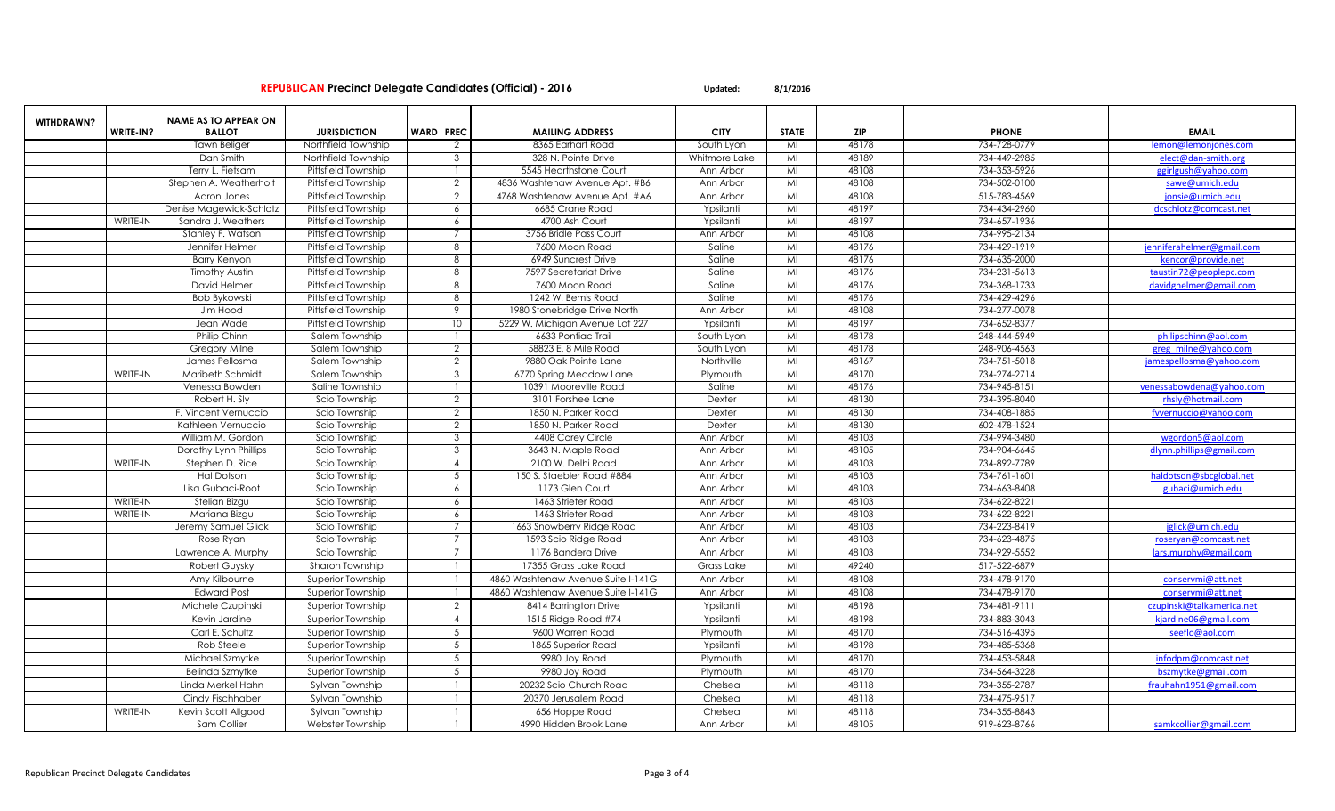**REPUBLICAN Precinct Delegate Candidates (Official) - 2016** **Updated: 8/1/2016**

| WITHDRAWN? | WRITE-IN? | NAME AS TO APPEAR ON BALLOT | JURISDICTION | WARD | PREC | MAILING ADDRESS | CITY | STATE | ZIP | PHONE | EMAIL |
|---|---|---|---|---|---|---|---|---|---|---|---|
| | | Tawn Beliger | Northfield Township | | 2 | 8365 Earhart Road | South Lyon | MI | 48178 | 734-728-0779 | lemon@lemonjones.com |
| | | Dan Smith | Northfield Township | | 3 | 328 N. Pointe Drive | Whitmore Lake | MI | 48189 | 734-449-2985 | elect@dan-smith.org |
| | | Terry L. Fietsam | Pittsfield Township | | 1 | 5545 Hearthstone Court | Ann Arbor | MI | 48108 | 734-353-5926 | ggirlgush@yahoo.com |
| | | Stephen A. Weatherholt | Pittsfield Township | | 2 | 4836 Washtenaw Avenue Apt. #B6 | Ann Arbor | MI | 48108 | 734-502-0100 | sawe@umich.edu |
| | | Aaron Jones | Pittsfield Township | | 2 | 4768 Washtenaw Avenue Apt. #A6 | Ann Arbor | MI | 48108 | 515-783-4569 | jonsie@umich.edu |
| | | Denise Magewick-Schlotz | Pittsfield Township | | 6 | 6685 Crane Road | Ypsilanti | MI | 48197 | 734-434-2960 | dcschlotz@comcast.net |
| | WRITE-IN | Sandra J. Weathers | Pittsfield Township | | 6 | 4700 Ash Court | Ypsilanti | MI | 48197 | 734-657-1936 | |
| | | Stanley F. Watson | Pittsfield Township | | 7 | 3756 Bridle Pass Court | Ann Arbor | MI | 48108 | 734-995-2134 | |
| | | Jennifer Helmer | Pittsfield Township | | 8 | 7600 Moon Road | Saline | MI | 48176 | 734-429-1919 | jenniferahelmer@gmail.com |
| | | Barry Kenyon | Pittsfield Township | | 8 | 6949 Suncrest Drive | Saline | MI | 48176 | 734-635-2000 | kencor@provide.net |
| | | Timothy Austin | Pittsfield Township | | 8 | 7597 Secretariat Drive | Saline | MI | 48176 | 734-231-5613 | taustin72@peoplepc.com |
| | | David Helmer | Pittsfield Township | | 8 | 7600 Moon Road | Saline | MI | 48176 | 734-368-1733 | davidghelmer@gmail.com |
| | | Bob Bykowski | Pittsfield Township | | 8 | 1242 W. Bemis Road | Saline | MI | 48176 | 734-429-4296 | |
| | | Jim Hood | Pittsfield Township | | 9 | 1980 Stonebridge Drive North | Ann Arbor | MI | 48108 | 734-277-0078 | |
| | | Jean Wade | Pittsfield Township | | 10 | 5229 W. Michigan Avenue Lot 227 | Ypsilanti | MI | 48197 | 734-652-8377 | |
| | | Philip Chinn | Salem Township | | 1 | 6633 Pontiac Trail | South Lyon | MI | 48178 | 248-444-5949 | philipschinn@aol.com |
| | | Gregory Milne | Salem Township | | 2 | 58823 E. 8 Mile Road | South Lyon | MI | 48178 | 248-906-4563 | greg_milne@yahoo.com |
| | | James Pellosma | Salem Township | | 2 | 9880 Oak Pointe Lane | Northville | MI | 48167 | 734-751-5018 | jamespellosma@yahoo.com |
| | WRITE-IN | Maribeth Schmidt | Salem Township | | 3 | 6770 Spring Meadow Lane | Plymouth | MI | 48170 | 734-274-2714 | |
| | | Venessa Bowden | Saline Township | | 1 | 10391 Mooreville Road | Saline | MI | 48176 | 734-945-8151 | venessabowdena@yahoo.com |
| | | Robert H. Sly | Scio Township | | 2 | 3101 Forshee Lane | Dexter | MI | 48130 | 734-395-8040 | rhsly@hotmail.com |
| | | F. Vincent Vernuccio | Scio Township | | 2 | 1850 N. Parker Road | Dexter | MI | 48130 | 734-408-1885 | fvvernuccio@yahoo.com |
| | | Kathleen Vernuccio | Scio Township | | 2 | 1850 N. Parker Road | Dexter | MI | 48130 | 602-478-1524 | |
| | | William M. Gordon | Scio Township | | 3 | 4408 Corey Circle | Ann Arbor | MI | 48103 | 734-994-3480 | wgordon5@aol.com |
| | | Dorothy Lynn Phillips | Scio Township | | 3 | 3643 N. Maple Road | Ann Arbor | MI | 48105 | 734-904-6645 | dlynn.phillips@gmail.com |
| | WRITE-IN | Stephen D. Rice | Scio Township | | 4 | 2100 W. Delhi Road | Ann Arbor | MI | 48103 | 734-892-7789 | |
| | | Hal Dotson | Scio Township | | 5 | 150 S. Staebler Road #884 | Ann Arbor | MI | 48103 | 734-761-1601 | haldotson@sbcglobal.net |
| | | Lisa Gubaci-Root | Scio Township | | 6 | 1173 Glen Court | Ann Arbor | MI | 48103 | 734-663-8408 | gubaci@umich.edu |
| | WRITE-IN | Stelian Bizgu | Scio Township | | 6 | 1463 Strieter Road | Ann Arbor | MI | 48103 | 734-622-8221 | |
| | WRITE-IN | Mariana Bizgu | Scio Township | | 6 | 1463 Strieter Road | Ann Arbor | MI | 48103 | 734-622-8221 | |
| | | Jeremy Samuel Glick | Scio Township | | 7 | 1663 Snowberry Ridge Road | Ann Arbor | MI | 48103 | 734-223-8419 | jglick@umich.edu |
| | | Rose Ryan | Scio Township | | 7 | 1593 Scio Ridge Road | Ann Arbor | MI | 48103 | 734-623-4875 | roseryan@comcast.net |
| | | Lawrence A. Murphy | Scio Township | | 7 | 1176 Bandera Drive | Ann Arbor | MI | 48103 | 734-929-5552 | lars.murphy@gmail.com |
| | | Robert Guysky | Sharon Township | | 1 | 17355 Grass Lake Road | Grass Lake | MI | 49240 | 517-522-6879 | |
| | | Amy Kilbourne | Superior Township | | 1 | 4860 Washtenaw Avenue Suite I-141G | Ann Arbor | MI | 48108 | 734-478-9170 | conservmi@att.net |
| | | Edward Post | Superior Township | | 1 | 4860 Washtenaw Avenue Suite I-141G | Ann Arbor | MI | 48108 | 734-478-9170 | conservmi@att.net |
| | | Michele Czupinski | Superior Township | | 2 | 8414 Barrington Drive | Ypsilanti | MI | 48198 | 734-481-9111 | czupinski@talkamerica.net |
| | | Kevin Jardine | Superior Township | | 4 | 1515 Ridge Road #74 | Ypsilanti | MI | 48198 | 734-883-3043 | kjardine06@gmail.com |
| | | Carl E. Schultz | Superior Township | | 5 | 9600 Warren Road | Plymouth | MI | 48170 | 734-516-4395 | seeflo@aol.com |
| | | Rob Steele | Superior Township | | 5 | 1865 Superior Road | Ypsilanti | MI | 48198 | 734-485-5368 | |
| | | Michael Szmytke | Superior Township | | 5 | 9980 Joy Road | Plymouth | MI | 48170 | 734-453-5848 | infodpm@comcast.net |
| | | Belinda Szmytke | Superior Township | | 5 | 9980 Joy Road | Plymouth | MI | 48170 | 734-564-3228 | bszmytke@gmail.com |
| | | Linda Merkel Hahn | Sylvan Township | | 1 | 20232 Scio Church Road | Chelsea | MI | 48118 | 734-355-2787 | frauhahn1951@gmail.com |
| | | Cindy Fischhaber | Sylvan Township | | 1 | 20370 Jerusalem Road | Chelsea | MI | 48118 | 734-475-9517 | |
| | WRITE-IN | Kevin Scott Allgood | Sylvan Township | | 1 | 656 Hoppe Road | Chelsea | MI | 48118 | 734-355-8843 | |
| | | Sam Collier | Webster Township | | 1 | 4990 Hidden Brook Lane | Ann Arbor | MI | 48105 | 919-623-8766 | samkcollier@gmail.com |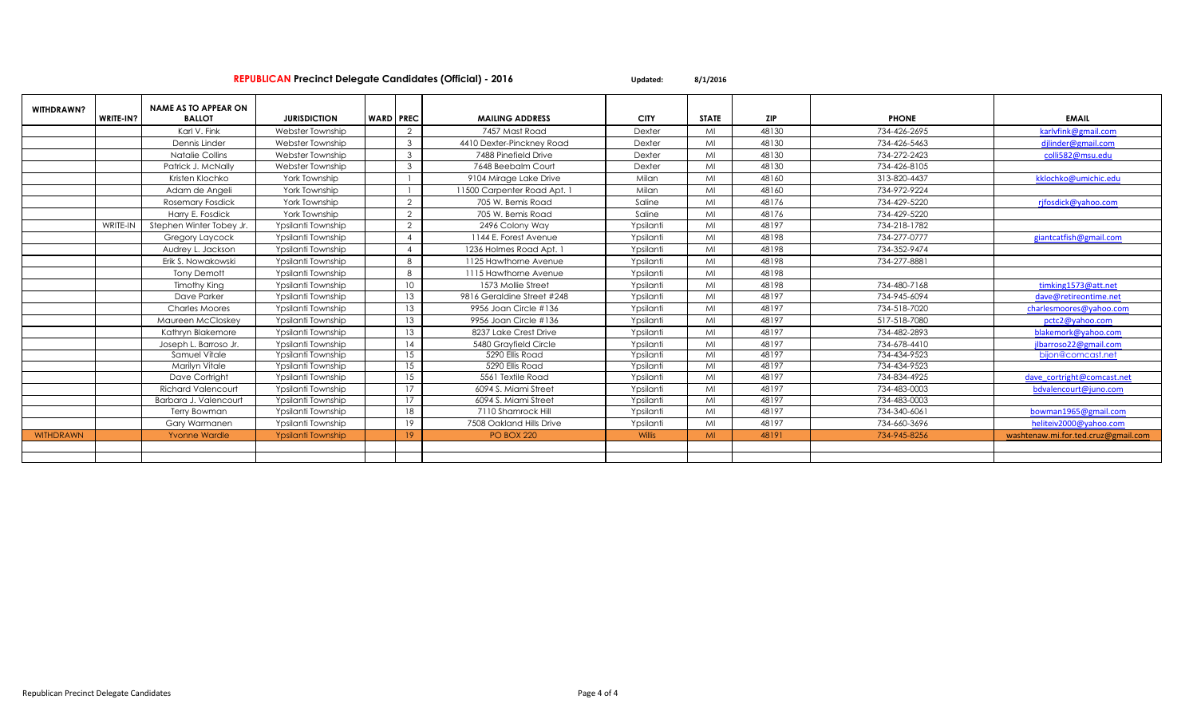**REPUBLICAN Precinct Delegate Candidates (Official) - 2016** **Updated: 8/1/2016**

| WITHDRAWN? | WRITE-IN? | NAME AS TO APPEAR ON BALLOT | JURISDICTION | WARD | PREC | MAILING ADDRESS | CITY | STATE | ZIP | PHONE | EMAIL |
|---|---|---|---|---|---|---|---|---|---|---|---|
| | | Karl V. Fink | Webster Township | | 2 | 7457 Mast Road | Dexter | MI | 48130 | 734-426-2695 | karlvfink@gmail.com |
| | | Dennis Linder | Webster Township | | 3 | 4410 Dexter-Pinckney Road | Dexter | MI | 48130 | 734-426-5463 | djlinder@gmail.com |
| | | Natalie Collins | Webster Township | | 3 | 7488 Pinefield Drive | Dexter | MI | 48130 | 734-272-2423 | colli582@msu.edu |
| | | Patrick J. McNally | Webster Township | | 3 | 7648 Beebalm Court | Dexter | MI | 48130 | 734-426-8105 | |
| | | Kristen Klochko | York Township | | 1 | 9104 Mirage Lake Drive | Milan | MI | 48160 | 313-820-4437 | kklochko@umichic.edu |
| | | Adam de Angeli | York Township | | 1 | 11500 Carpenter Road Apt. 1 | Milan | MI | 48160 | 734-972-9224 | |
| | | Rosemary Fosdick | York Township | | 2 | 705 W. Bemis Road | Saline | MI | 48176 | 734-429-5220 | rjfosdick@yahoo.com |
| | | Harry E. Fosdick | York Township | | 2 | 705 W. Bemis Road | Saline | MI | 48176 | 734-429-5220 | |
| | WRITE-IN | Stephen Winter Tobey Jr. | Ypsilanti Township | | 2 | 2496 Colony Way | Ypsilanti | MI | 48197 | 734-218-1782 | |
| | | Gregory Laycock | Ypsilanti Township | | 4 | 1144 E. Forest Avenue | Ypsilanti | MI | 48198 | 734-277-0777 | giantcatfish@gmail.com |
| | | Audrey L. Jackson | Ypsilanti Township | | 4 | 1236 Holmes Road Apt. 1 | Ypsilanti | MI | 48198 | 734-352-9474 | |
| | | Erik S. Nowakowski | Ypsilanti Township | | 8 | 1125 Hawthorne Avenue | Ypsilanti | MI | 48198 | 734-277-8881 | |
| | | Tony Demott | Ypsilanti Township | | 8 | 1115 Hawthorne Avenue | Ypsilanti | MI | 48198 | | |
| | | Timothy King | Ypsilanti Township | | 10 | 1573 Mollie Street | Ypsilanti | MI | 48198 | 734-480-7168 | timking1573@att.net |
| | | Dave Parker | Ypsilanti Township | | 13 | 9816 Geraldine Street #248 | Ypsilanti | MI | 48197 | 734-945-6094 | dave@retireontime.net |
| | | Charles Moores | Ypsilanti Township | | 13 | 9956 Joan Circle #136 | Ypsilanti | MI | 48197 | 734-518-7020 | charlesmoores@yahoo.com |
| | | Maureen McCloskey | Ypsilanti Township | | 13 | 9956 Joan Circle #136 | Ypsilanti | MI | 48197 | 517-518-7080 | pctc2@yahoo.com |
| | | Kathryn Blakemore | Ypsilanti Township | | 13 | 8237 Lake Crest Drive | Ypsilanti | MI | 48197 | 734-482-2893 | blakemork@yahoo.com |
| | | Joseph L. Barroso Jr. | Ypsilanti Township | | 14 | 5480 Grayfield Circle | Ypsilanti | MI | 48197 | 734-678-4410 | jlbarroso22@gmail.com |
| | | Samuel Vitale | Ypsilanti Township | | 15 | 5290 Ellis Road | Ypsilanti | MI | 48197 | 734-434-9523 | bijon@comcast.net |
| | | Marilyn Vitale | Ypsilanti Township | | 15 | 5290 Ellis Road | Ypsilanti | MI | 48197 | 734-434-9523 | |
| | | Dave Cortright | Ypsilanti Township | | 15 | 5561 Textile Road | Ypsilanti | MI | 48197 | 734-834-4925 | dave_cortright@comcast.net |
| | | Richard Valencourt | Ypsilanti Township | | 17 | 6094 S. Miami Street | Ypsilanti | MI | 48197 | 734-483-0003 | bdvalencourt@juno.com |
| | | Barbara J. Valencourt | Ypsilanti Township | | 17 | 6094 S. Miami Street | Ypsilanti | MI | 48197 | 734-483-0003 | |
| | | Terry Bowman | Ypsilanti Township | | 18 | 7110 Shamrock Hill | Ypsilanti | MI | 48197 | 734-340-6061 | bowman1965@gmail.com |
| | | Gary Warmanen | Ypsilanti Township | | 19 | 7508 Oakland Hills Drive | Ypsilanti | MI | 48197 | 734-660-3696 | heliteiv2000@yahoo.com |
| WITHDRAWN | | Yvonne Wardle | Ypsilanti Township | | 19 | PO BOX 220 | Willis | MI | 48191 | 734-945-8256 | washtenaw.mi.for.ted.cruz@gmail.com |
| | | | | | | | | | | | |
| | | | | | | | | | | | |